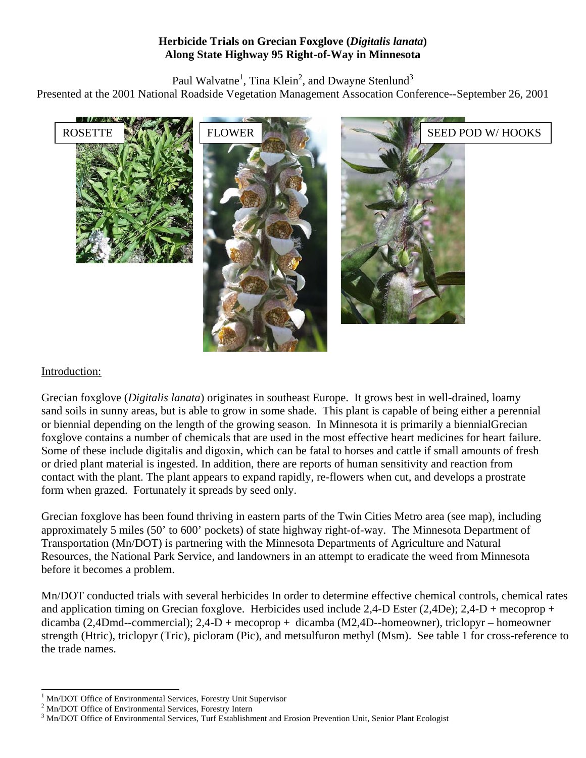# Herbicide Trials on Grecian Foxglove (*Digitalis lanata*) Along State Highway 95 Right-of-Way in Minnesota

Paul Walvatne[1], Tina Klein[2], and Dwayne Stenlund[3]

Presented at the 2001 National Roadside Vegetation Management Assocation Conference--September 26, 2001

ROSETTE

FLOWER

SEED POD W/ HOOKS

## Introduction:

Grecian foxglove (*Digitalis lanata*) originates in southeast Europe. It grows best in well-drained, loamy sand soils in sunny areas, but is able to grow in some shade. This plant is capable of being either a perennial or biennial depending on the length of the growing season. In Minnesota it is primarily a biennialGrecian foxglove contains a number of chemicals that are used in the most effective heart medicines for heart failure. Some of these include digitalis and digoxin, which can be fatal to horses and cattle if small amounts of fresh or dried plant material is ingested. In addition, there are reports of human sensitivity and reaction from contact with the plant. The plant appears to expand rapidly, re-flowers when cut, and develops a prostrate form when grazed. Fortunately it spreads by seed only.

Grecian foxglove has been found thriving in eastern parts of the Twin Cities Metro area (see map), including approximately 5 miles (50' to 600' pockets) of state highway right-of-way. The Minnesota Department of Transportation (Mn/DOT) is partnering with the Minnesota Departments of Agriculture and Natural Resources, the National Park Service, and landowners in an attempt to eradicate the weed from Minnesota before it becomes a problem.

Mn/DOT conducted trials with several herbicides In order to determine effective chemical controls, chemical rates and application timing on Grecian foxglove. Herbicides used include 2,4-D Ester (2,4De); 2,4-D + mecoprop + dicamba (2,4Dmd--commercial); 2,4-D + mecoprop + dicamba (M2,4D--homeowner), triclopyr – homeowner strength (Htric), triclopyr (Tric), picloram (Pic), and metsulfuron methyl (Msm). See table 1 for cross-reference to the trade names.

[1] Mn/DOT Office of Environmental Services, Forestry Unit Supervisor

[2] Mn/DOT Office of Environmental Services, Forestry Intern

[3] Mn/DOT Office of Environmental Services, Turf Establishment and Erosion Prevention Unit, Senior Plant Ecologist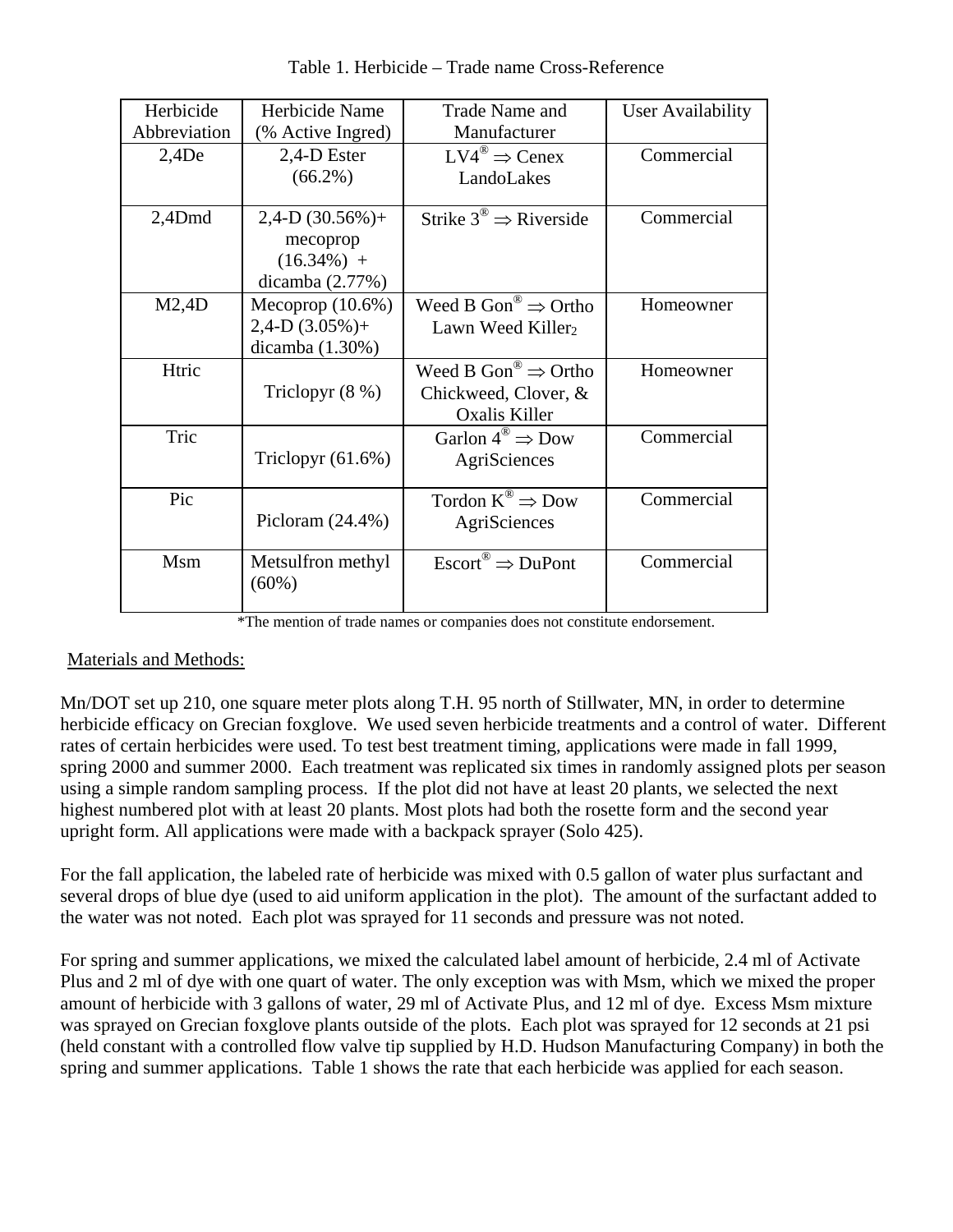Table 1. Herbicide – Trade name Cross-Reference

| Herbicide Abbreviation | Herbicide Name (% Active Ingred) | Trade Name and Manufacturer | User Availability |
|---|---|---|---|
| 2,4De | 2,4-D Ester (66.2%) | LV4® ⇒ Cenex LandoLakes | Commercial |
| 2,4Dmd | 2,4-D (30.56%)+ mecoprop (16.34%) + dicamba (2.77%) | Strike 3® ⇒ Riverside | Commercial |
| M2,4D | Mecoprop (10.6%) 2,4-D (3.05%)+ dicamba (1.30%) | Weed B Gon® ⇒ Ortho Lawn Weed Killer[2] | Homeowner |
| Htric | Triclopyr (8 %) | Weed B Gon® ⇒ Ortho Chickweed, Clover, & Oxalis Killer | Homeowner |
| Tric | Triclopyr (61.6%) | Garlon 4® ⇒ Dow AgriSciences | Commercial |
| Pic | Picloram (24.4%) | Tordon K® ⇒ Dow AgriSciences | Commercial |
| Msm | Metsulfron methyl (60%) | Escort® ⇒ DuPont | Commercial |

*The mention of trade names or companies does not constitute endorsement.

Materials and Methods:

Mn/DOT set up 210, one square meter plots along T.H. 95 north of Stillwater, MN, in order to determine herbicide efficacy on Grecian foxglove. We used seven herbicide treatments and a control of water. Different rates of certain herbicides were used. To test best treatment timing, applications were made in fall 1999, spring 2000 and summer 2000. Each treatment was replicated six times in randomly assigned plots per season using a simple random sampling process. If the plot did not have at least 20 plants, we selected the next highest numbered plot with at least 20 plants. Most plots had both the rosette form and the second year upright form. All applications were made with a backpack sprayer (Solo 425).

For the fall application, the labeled rate of herbicide was mixed with 0.5 gallon of water plus surfactant and several drops of blue dye (used to aid uniform application in the plot). The amount of the surfactant added to the water was not noted. Each plot was sprayed for 11 seconds and pressure was not noted.

For spring and summer applications, we mixed the calculated label amount of herbicide, 2.4 ml of Activate Plus and 2 ml of dye with one quart of water. The only exception was with Msm, which we mixed the proper amount of herbicide with 3 gallons of water, 29 ml of Activate Plus, and 12 ml of dye. Excess Msm mixture was sprayed on Grecian foxglove plants outside of the plots. Each plot was sprayed for 12 seconds at 21 psi (held constant with a controlled flow valve tip supplied by H.D. Hudson Manufacturing Company) in both the spring and summer applications. Table 1 shows the rate that each herbicide was applied for each season.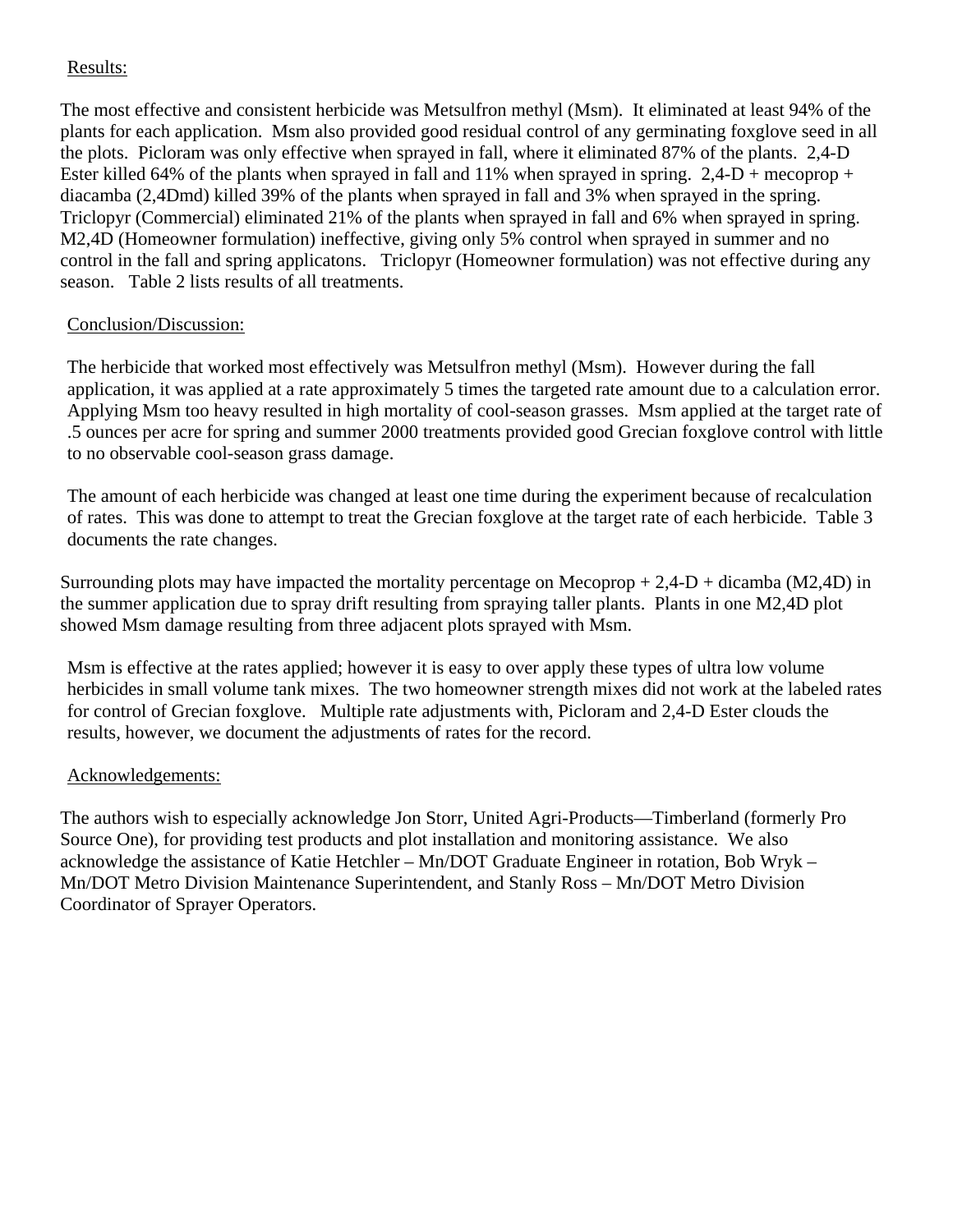Results:

The most effective and consistent herbicide was Metsulfron methyl (Msm). It eliminated at least 94% of the plants for each application. Msm also provided good residual control of any germinating foxglove seed in all the plots. Picloram was only effective when sprayed in fall, where it eliminated 87% of the plants. 2,4-D Ester killed 64% of the plants when sprayed in fall and 11% when sprayed in spring. 2,4-D + mecoprop + diacamba (2,4Dmd) killed 39% of the plants when sprayed in fall and 3% when sprayed in the spring. Triclopyr (Commercial) eliminated 21% of the plants when sprayed in fall and 6% when sprayed in spring. M2,4D (Homeowner formulation) ineffective, giving only 5% control when sprayed in summer and no control in the fall and spring applicatons. Triclopyr (Homeowner formulation) was not effective during any season. Table 2 lists results of all treatments.

Conclusion/Discussion:

The herbicide that worked most effectively was Metsulfron methyl (Msm). However during the fall application, it was applied at a rate approximately 5 times the targeted rate amount due to a calculation error. Applying Msm too heavy resulted in high mortality of cool-season grasses. Msm applied at the target rate of .5 ounces per acre for spring and summer 2000 treatments provided good Grecian foxglove control with little to no observable cool-season grass damage.

The amount of each herbicide was changed at least one time during the experiment because of recalculation of rates. This was done to attempt to treat the Grecian foxglove at the target rate of each herbicide. Table 3 documents the rate changes.

Surrounding plots may have impacted the mortality percentage on Mecoprop + 2,4-D + dicamba (M2,4D) in the summer application due to spray drift resulting from spraying taller plants. Plants in one M2,4D plot showed Msm damage resulting from three adjacent plots sprayed with Msm.

Msm is effective at the rates applied; however it is easy to over apply these types of ultra low volume herbicides in small volume tank mixes. The two homeowner strength mixes did not work at the labeled rates for control of Grecian foxglove. Multiple rate adjustments with, Picloram and 2,4-D Ester clouds the results, however, we document the adjustments of rates for the record.

Acknowledgements:

The authors wish to especially acknowledge Jon Storr, United Agri-Products—Timberland (formerly Pro Source One), for providing test products and plot installation and monitoring assistance. We also acknowledge the assistance of Katie Hetchler – Mn/DOT Graduate Engineer in rotation, Bob Wryk – Mn/DOT Metro Division Maintenance Superintendent, and Stanly Ross – Mn/DOT Metro Division Coordinator of Sprayer Operators.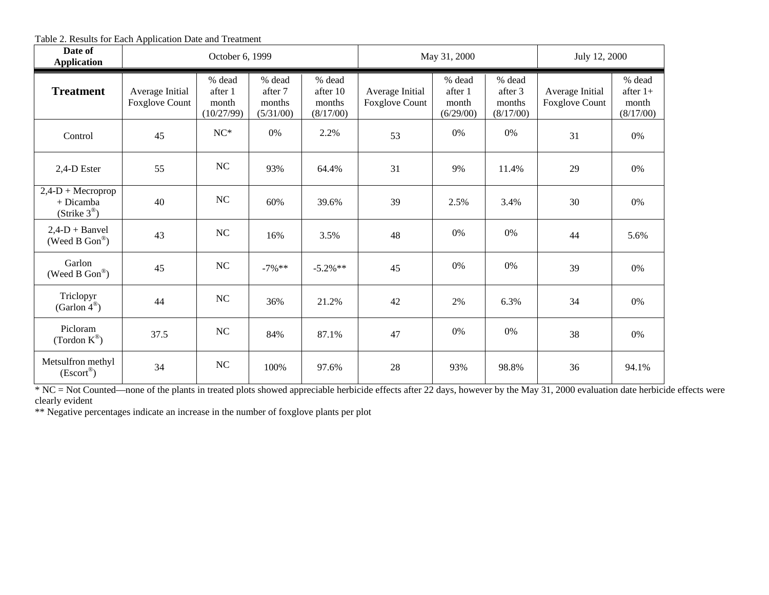Table 2. Results for Each Application Date and Treatment

| Date of Application | October 6, 1999 | | | | May 31, 2000 | | | July 12, 2000 | |
|---|---|---|---|---|---|---|---|---|---|
| **Treatment** | Average Initial Foxglove Count | % dead after 1 month (10/27/99) | % dead after 7 months (5/31/00) | % dead after 10 months (8/17/00) | Average Initial Foxglove Count | % dead after 1 month (6/29/00) | % dead after 3 months (8/17/00) | Average Initial Foxglove Count | % dead after 1+ month (8/17/00) |
| Control | 45 | NC* | 0% | 2.2% | 53 | 0% | 0% | 31 | 0% |
| 2,4-D Ester | 55 | NC | 93% | 64.4% | 31 | 9% | 11.4% | 29 | 0% |
| 2,4-D + Mecroprop + Dicamba (Strike 3®) | 40 | NC | 60% | 39.6% | 39 | 2.5% | 3.4% | 30 | 0% |
| 2,4-D + Banvel (Weed B Gon®) | 43 | NC | 16% | 3.5% | 48 | 0% | 0% | 44 | 5.6% |
| Garlon (Weed B Gon®) | 45 | NC | -7%** | -5.2%** | 45 | 0% | 0% | 39 | 0% |
| Triclopyr (Garlon 4®) | 44 | NC | 36% | 21.2% | 42 | 2% | 6.3% | 34 | 0% |
| Picloram (Tordon K®) | 37.5 | NC | 84% | 87.1% | 47 | 0% | 0% | 38 | 0% |
| Metsulfron methyl (Escort®) | 34 | NC | 100% | 97.6% | 28 | 93% | 98.8% | 36 | 94.1% |

* NC = Not Counted—none of the plants in treated plots showed appreciable herbicide effects after 22 days, however by the May 31, 2000 evaluation date herbicide effects were clearly evident

** Negative percentages indicate an increase in the number of foxglove plants per plot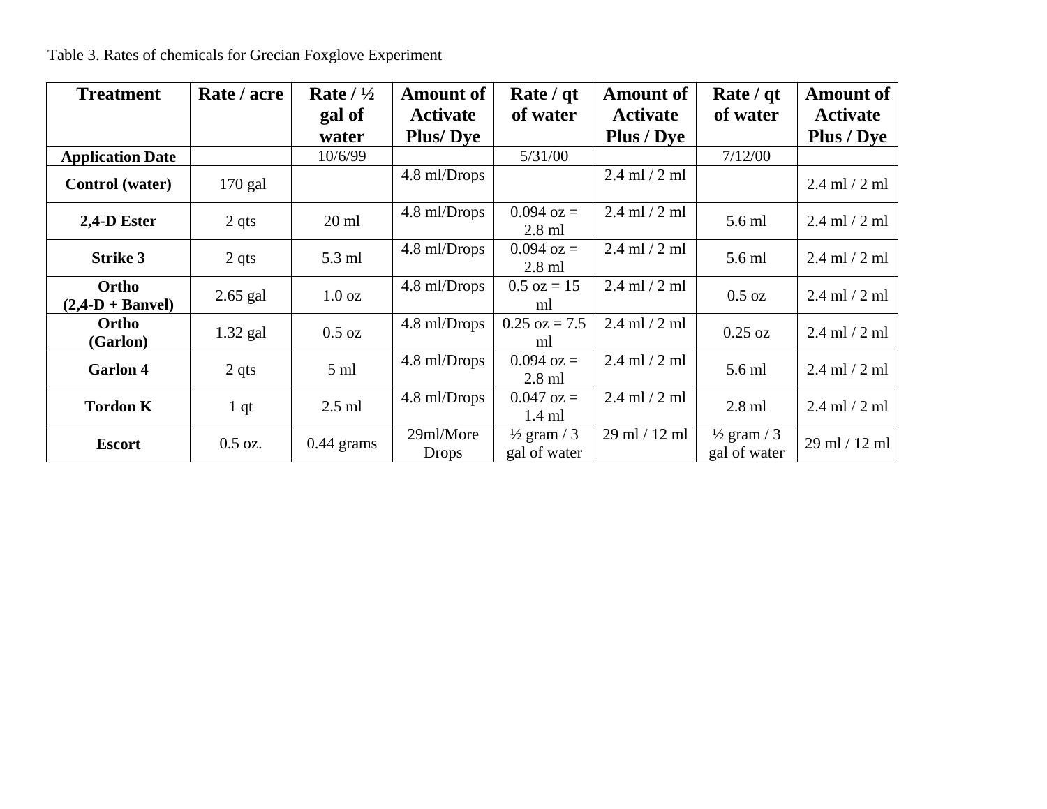Table 3. Rates of chemicals for Grecian Foxglove Experiment

| Treatment | Rate / acre | Rate / ½ gal of water | Amount of Activate Plus/ Dye | Rate / qt of water | Amount of Activate Plus / Dye | Rate / qt of water | Amount of Activate Plus / Dye |
|---|---|---|---|---|---|---|---|
| **Application Date** | | 10/6/99 | | 5/31/00 | | 7/12/00 | |
| **Control (water)** | 170 gal | | 4.8 ml/Drops | | 2.4 ml / 2 ml | | 2.4 ml / 2 ml |
| **2,4-D Ester** | 2 qts | 20 ml | 4.8 ml/Drops | 0.094 oz = 2.8 ml | 2.4 ml / 2 ml | 5.6 ml | 2.4 ml / 2 ml |
| **Strike 3** | 2 qts | 5.3 ml | 4.8 ml/Drops | 0.094 oz = 2.8 ml | 2.4 ml / 2 ml | 5.6 ml | 2.4 ml / 2 ml |
| **Ortho (2,4-D + Banvel)** | 2.65 gal | 1.0 oz | 4.8 ml/Drops | 0.5 oz = 15 ml | 2.4 ml / 2 ml | 0.5 oz | 2.4 ml / 2 ml |
| **Ortho (Garlon)** | 1.32 gal | 0.5 oz | 4.8 ml/Drops | 0.25 oz = 7.5 ml | 2.4 ml / 2 ml | 0.25 oz | 2.4 ml / 2 ml |
| **Garlon 4** | 2 qts | 5 ml | 4.8 ml/Drops | 0.094 oz = 2.8 ml | 2.4 ml / 2 ml | 5.6 ml | 2.4 ml / 2 ml |
| **Tordon K** | 1 qt | 2.5 ml | 4.8 ml/Drops | 0.047 oz = 1.4 ml | 2.4 ml / 2 ml | 2.8 ml | 2.4 ml / 2 ml |
| **Escort** | 0.5 oz. | 0.44 grams | 29ml/More Drops | ½ gram / 3 gal of water | 29 ml / 12 ml | ½ gram / 3 gal of water | 29 ml / 12 ml |